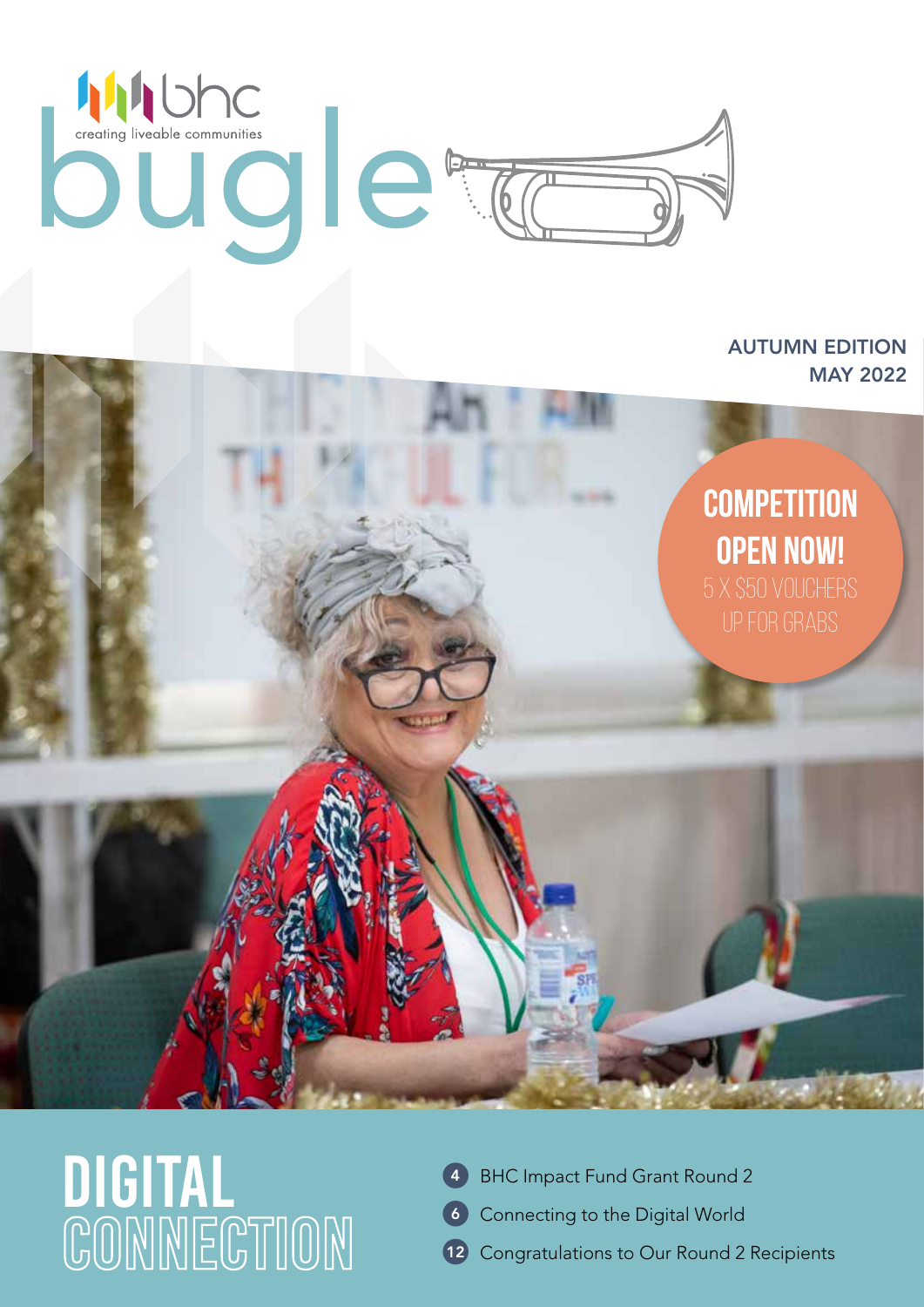bhc

creating liveable communities

# bugle

AUTUMN EDITION
MAY 2022

**COMPETITION OPEN NOW!**
5 X $50 VOUCHERS UP FOR GRABS

# DIGITAL CONNECTION

- 4 BHC Impact Fund Grant Round 2
- 6 Connecting to the Digital World
- 12 Congratulations to Our Round 2 Recipients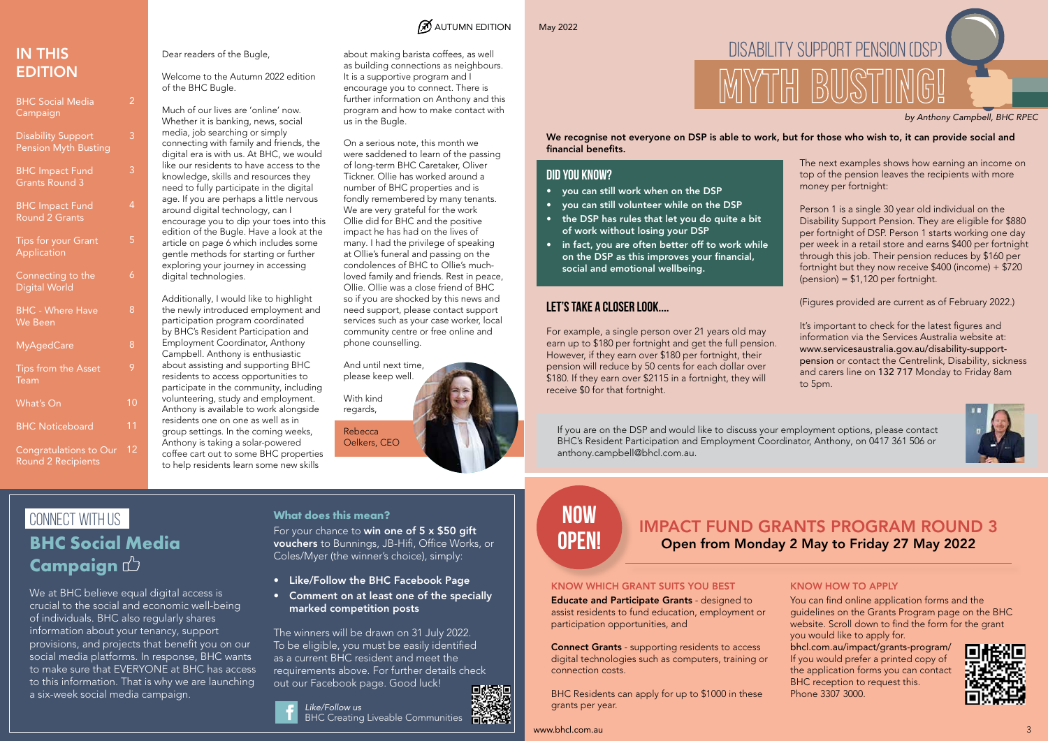## IN THIS EDITION

| | |
|---|---|
| BHC Social Media Campaign | 2 |
| Disability Support Pension Myth Busting | 3 |
| BHC Impact Fund Grants Round 3 | 3 |
| BHC Impact Fund Round 2 Grants | 4 |
| Tips for your Grant Application | 5 |
| Connecting to the Digital World | 6 |
| BHC - Where Have We Been | 8 |
| MyAgedCare | 8 |
| Tips from the Asset Team | 9 |
| What's On | 10 |
| BHC Noticeboard | 11 |
| Congratulations to Our Round 2 Recipients | 12 |

AUTUMN EDITION

Dear readers of the Bugle,

Welcome to the Autumn 2022 edition of the BHC Bugle.

Much of our lives are 'online' now. Whether it is banking, news, social media, job searching or simply connecting with family and friends, the digital era is with us. At BHC, we would like our residents to have access to the knowledge, skills and resources they need to fully participate in the digital age. If you are perhaps a little nervous around digital technology, can I encourage you to dip your toes into this edition of the Bugle. Have a look at the article on page 6 which includes some gentle methods for starting or further exploring your journey in accessing digital technologies.

Additionally, I would like to highlight the newly introduced employment and participation program coordinated by BHC's Resident Participation and Employment Coordinator, Anthony Campbell. Anthony is enthusiastic about assisting and supporting BHC residents to access opportunities to participate in the community, including volunteering, study and employment. Anthony is available to work alongside residents one on one as well as in group settings. In the coming weeks, Anthony is taking a solar-powered coffee cart out to some BHC properties to help residents learn some new skills about making barista coffees, as well as building connections as neighbours. It is a supportive program and I encourage you to connect. There is further information on Anthony and this program and how to make contact with us in the Bugle.

On a serious note, this month we were saddened to learn of the passing of long-term BHC Caretaker, Oliver Tickner. Ollie had worked around a number of BHC properties and is fondly remembered by many tenants. We are very grateful for the work Ollie did for BHC and the positive impact he has had on the lives of many. I had the privilege of speaking at Ollie's funeral and passing on the condolences of BHC to Ollie's much-loved family and friends. Rest in peace, Ollie. Ollie was a close friend of BHC so if you are shocked by this news and need support, please contact support services such as your case worker, local community centre or free online and phone counselling.

And until next time, please keep well.

With kind regards,

Rebecca Oelkers, CEO

## CONNECT WITH US

## BHC Social Media Campaign

We at BHC believe equal digital access is crucial to the social and economic well-being of individuals. BHC also regularly shares information about your tenancy, support provisions, and projects that benefit you on our social media platforms. In response, BHC wants to make sure that EVERYONE at BHC has access to this information. That is why we are launching a six-week social media campaign.

### What does this mean?

For your chance to **win one of 5 x $50 gift vouchers** to Bunnings, JB-Hifi, Office Works, or Coles/Myer (the winner's choice), simply:

- **Like/Follow the BHC Facebook Page**
- **Comment on at least one of the specially marked competition posts**

The winners will be drawn on 31 July 2022. To be eligible, you must be easily identified as a current BHC resident and meet the requirements above. For further details check out our Facebook page. Good luck!

*Like/Follow us*
BHC Creating Liveable Communities

May 2022

# DISABILITY SUPPORT PENSION (DSP) MYTH BUSTING!

*by Anthony Campbell, BHC RPEC*

**We recognise not everyone on DSP is able to work, but for those who wish to, it can provide social and financial benefits.**

### DID YOU KNOW?

- **you can still work when on the DSP**
- **you can still volunteer while on the DSP**
- **the DSP has rules that let you do quite a bit of work without losing your DSP**
- **in fact, you are often better off to work while on the DSP as this improves your financial, social and emotional wellbeing.**

### LET'S TAKE A CLOSER LOOK....

For example, a single person over 21 years old may earn up to $180 per fortnight and get the full pension. However, if they earn over $180 per fortnight, their pension will reduce by 50 cents for each dollar over $180. If they earn over $2115 in a fortnight, they will receive $0 for that fortnight.

The next examples shows how earning an income on top of the pension leaves the recipients with more money per fortnight:

Person 1 is a single 30 year old individual on the Disability Support Pension. They are eligible for $880 per fortnight of DSP. Person 1 starts working one day per week in a retail store and earns $400 per fortnight through this job. Their pension reduces by $160 per fortnight but they now receive $400 (income) + $720 (pension) = $1,120 per fortnight.

(Figures provided are current as of February 2022.)

It's important to check for the latest figures and information via the Services Australia website at: www.servicesaustralia.gov.au/disability-support-pension or contact the Centrelink, Disability, sickness and carers line on 132 717 Monday to Friday 8am to 5pm.

If you are on the DSP and would like to discuss your employment options, please contact BHC's Resident Participation and Employment Coordinator, Anthony, on 0417 361 506 or anthony.campbell@bhcl.com.au.

## NOW OPEN!

## IMPACT FUND GRANTS PROGRAM ROUND 3

**Open from Monday 2 May to Friday 27 May 2022**

### KNOW WHICH GRANT SUITS YOU BEST

**Educate and Participate Grants** - designed to assist residents to fund education, employment or participation opportunities, and

**Connect Grants** - supporting residents to access digital technologies such as computers, training or connection costs.

BHC Residents can apply for up to $1000 in these grants per year.

### KNOW HOW TO APPLY

You can find online application forms and the guidelines on the Grants Program page on the BHC website. Scroll down to find the form for the grant you would like to apply for.

bhcl.com.au/impact/grants-program/

If you would prefer a printed copy of the application forms you can contact BHC reception to request this. Phone 3307 3000.

www.bhcl.com.au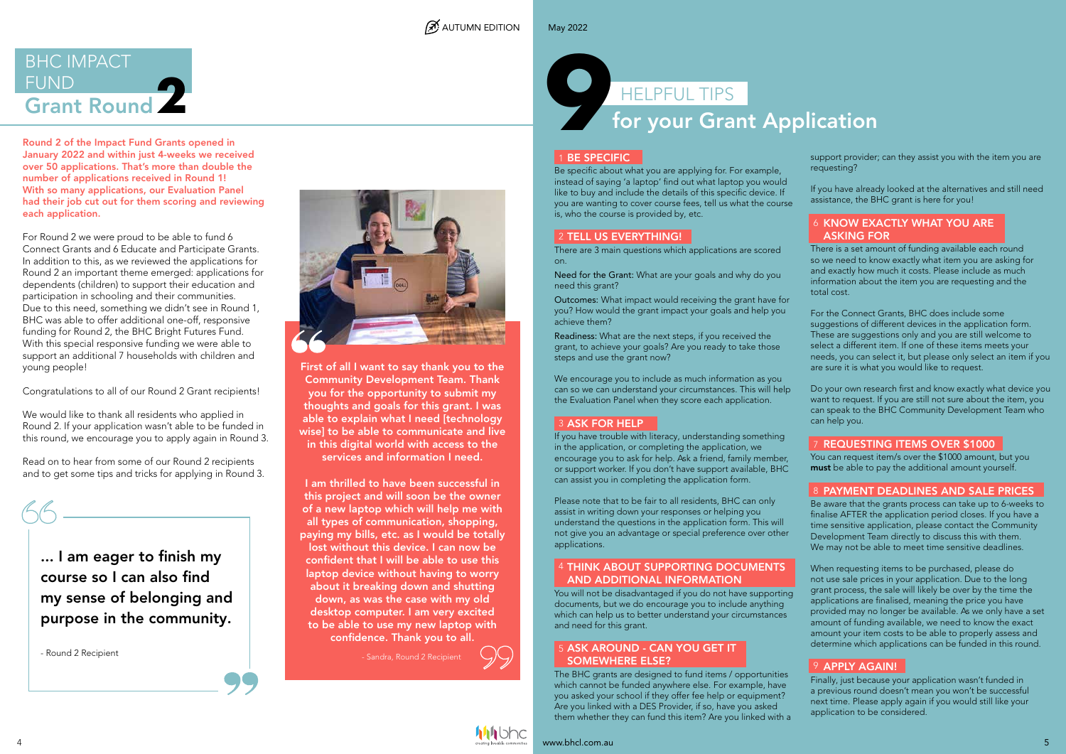# BHC IMPACT FUND Grant Round 2

**Round 2 of the Impact Fund Grants opened in January 2022 and within just 4-weeks we received over 50 applications. That's more than double the number of applications received in Round 1! With so many applications, our Evaluation Panel had their job cut out for them scoring and reviewing each application.**

For Round 2 we were proud to be able to fund 6 Connect Grants and 6 Educate and Participate Grants. In addition to this, as we reviewed the applications for Round 2 an important theme emerged: applications for dependents (children) to support their education and participation in schooling and their communities. Due to this need, something we didn't see in Round 1, BHC was able to offer additional one-off, responsive funding for Round 2, the BHC Bright Futures Fund. With this special responsive funding we were able to support an additional 7 households with children and young people!

Congratulations to all of our Round 2 Grant recipients!

We would like to thank all residents who applied in Round 2. If your application wasn't able to be funded in this round, we encourage you to apply again in Round 3.

Read on to hear from some of our Round 2 recipients and to get some tips and tricks for applying in Round 3.

> **... I am eager to finish my course so I can also find my sense of belonging and purpose in the community.**
>
> - Round 2 Recipient

> **First of all I want to say thank you to the Community Development Team. Thank you for the opportunity to submit my thoughts and goals for this grant. I was able to explain what I need [technology wise] to be able to communicate and live in this digital world with access to the services and information I need.**
>
> **I am thrilled to have been successful in this project and will soon be the owner of a new laptop which will help me with all types of communication, shopping, paying my bills, etc. as I would be totally lost without this device. I can now be confident that I will be able to use this laptop device without having to worry about it breaking down and shutting down, as was the case with my old desktop computer. I am very excited to be able to use my new laptop with confidence. Thank you to all.**
>
> - Sandra, Round 2 Recipient

# 9 HELPFUL TIPS for your Grant Application

## 1 BE SPECIFIC

Be specific about what you are applying for. For example, instead of saying 'a laptop' find out what laptop you would like to buy and include the details of this specific device. If you are wanting to cover course fees, tell us what the course is, who the course is provided by, etc.

## 2 TELL US EVERYTHING!

There are 3 main questions which applications are scored on.

**Need for the Grant:** What are your goals and why do you need this grant?

**Outcomes:** What impact would receiving the grant have for you? How would the grant impact your goals and help you achieve them?

**Readiness:** What are the next steps, if you received the grant, to achieve your goals? Are you ready to take those steps and use the grant now?

We encourage you to include as much information as you can so we can understand your circumstances. This will help the Evaluation Panel when they score each application.

## 3 ASK FOR HELP

If you have trouble with literacy, understanding something in the application, or completing the application, we encourage you to ask for help. Ask a friend, family member, or support worker. If you don't have support available, BHC can assist you in completing the application form.

Please note that to be fair to all residents, BHC can only assist in writing down your responses or helping you understand the questions in the application form. This will not give you an advantage or special preference over other applications.

## 4 THINK ABOUT SUPPORTING DOCUMENTS AND ADDITIONAL INFORMATION

You will not be disadvantaged if you do not have supporting documents, but we do encourage you to include anything which can help us to better understand your circumstances and need for this grant.

## 5 ASK AROUND - CAN YOU GET IT SOMEWHERE ELSE?

The BHC grants are designed to fund items / opportunities which cannot be funded anywhere else. For example, have you asked your school if they offer fee help or equipment? Are you linked with a DES Provider, if so, have you asked them whether they can fund this item? Are you linked with a support provider; can they assist you with the item you are requesting?

If you have already looked at the alternatives and still need assistance, the BHC grant is here for you!

## 6 KNOW EXACTLY WHAT YOU ARE ASKING FOR

There is a set amount of funding available each round so we need to know exactly what item you are asking for and exactly how much it costs. Please include as much information about the item you are requesting and the total cost.

For the Connect Grants, BHC does include some suggestions of different devices in the application form. These are suggestions only and you are still welcome to select a different item. If one of these items meets your needs, you can select it, but please only select an item if you are sure it is what you would like to request.

Do your own research first and know exactly what device you want to request. If you are still not sure about the item, you can speak to the BHC Community Development Team who can help you.

## 7 REQUESTING ITEMS OVER $1000

You can request item/s over the $1000 amount, but you **must** be able to pay the additional amount yourself.

## 8 PAYMENT DEADLINES AND SALE PRICES

Be aware that the grants process can take up to 6-weeks to finalise AFTER the application period closes. If you have a time sensitive application, please contact the Community Development Team directly to discuss this with them. We may not be able to meet time sensitive deadlines.

When requesting items to be purchased, please do not use sale prices in your application. Due to the long grant process, the sale will likely be over by the time the applications are finalised, meaning the price you have provided may no longer be available. As we only have a set amount of funding available, we need to know the exact amount your item costs to be able to properly assess and determine which applications can be funded in this round.

## 9 APPLY AGAIN!

Finally, just because your application wasn't funded in a previous round doesn't mean you won't be successful next time. Please apply again if you would still like your application to be considered.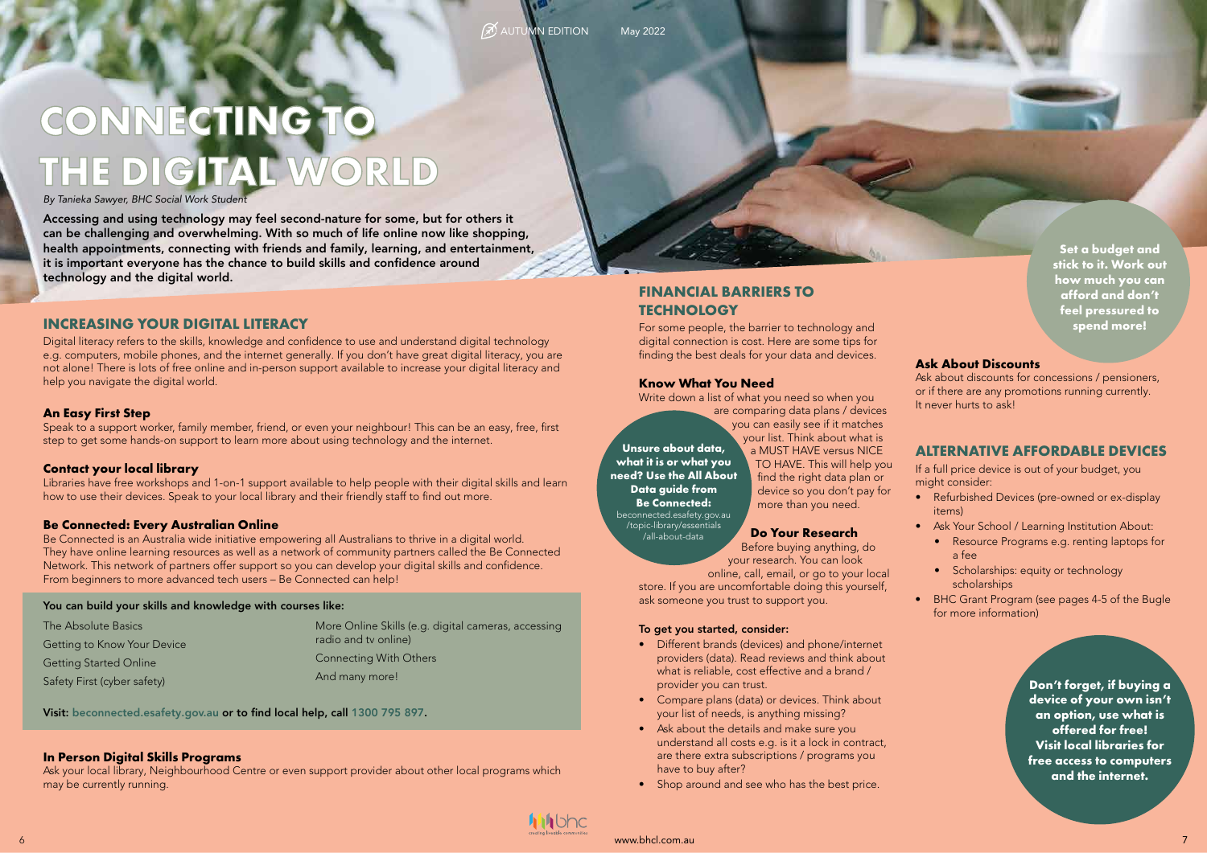# CONNECTING TO THE DIGITAL WORLD

*By Tanieka Sawyer, BHC Social Work Student*

**Accessing and using technology may feel second-nature for some, but for others it can be challenging and overwhelming. With so much of life online now like shopping, health appointments, connecting with friends and family, learning, and entertainment, it is important everyone has the chance to build skills and confidence around technology and the digital world.**

## INCREASING YOUR DIGITAL LITERACY

Digital literacy refers to the skills, knowledge and confidence to use and understand digital technology e.g. computers, mobile phones, and the internet generally. If you don't have great digital literacy, you are not alone! There is lots of free online and in-person support available to increase your digital literacy and help you navigate the digital world.

### An Easy First Step

Speak to a support worker, family member, friend, or even your neighbour! This can be an easy, free, first step to get some hands-on support to learn more about using technology and the internet.

### Contact your local library

Libraries have free workshops and 1-on-1 support available to help people with their digital skills and learn how to use their devices. Speak to your local library and their friendly staff to find out more.

### Be Connected: Every Australian Online

Be Connected is an Australia wide initiative empowering all Australians to thrive in a digital world. They have online learning resources as well as a network of community partners called the Be Connected Network. This network of partners offer support so you can develop your digital skills and confidence. From beginners to more advanced tech users – Be Connected can help!

**You can build your skills and knowledge with courses like:**

- The Absolute Basics
- Getting to Know Your Device
- Getting Started Online
- Safety First (cyber safety)
- More Online Skills (e.g. digital cameras, accessing radio and tv online)
- Connecting With Others
- And many more!

**Visit: beconnected.esafety.gov.au or to find local help, call 1300 795 897.**

### In Person Digital Skills Programs

Ask your local library, Neighbourhood Centre or even support provider about other local programs which may be currently running.

## FINANCIAL BARRIERS TO TECHNOLOGY

For some people, the barrier to technology and digital connection is cost. Here are some tips for finding the best deals for your data and devices.

### Know What You Need

Write down a list of what you need so when you are comparing data plans / devices you can easily see if it matches your list. Think about what is a MUST HAVE versus NICE TO HAVE. This will help you find the right data plan or device so you don't pay for more than you need.

**Unsure about data, what it is or what you need? Use the All About Data guide from Be Connected:** beconnected.esafety.gov.au/topic-library/essentials/all-about-data

### Do Your Research

Before buying anything, do your research. You can look online, call, email, or go to your local store. If you are uncomfortable doing this yourself, ask someone you trust to support you.

**To get you started, consider:**

- Different brands (devices) and phone/internet providers (data). Read reviews and think about what is reliable, cost effective and a brand / provider you can trust.
- Compare plans (data) or devices. Think about your list of needs, is anything missing?
- Ask about the details and make sure you understand all costs e.g. is it a lock in contract, are there extra subscriptions / programs you have to buy after?
- Shop around and see who has the best price.

**Set a budget and stick to it. Work out how much you can afford and don't feel pressured to spend more!**

### Ask About Discounts

Ask about discounts for concessions / pensioners, or if there are any promotions running currently. It never hurts to ask!

## ALTERNATIVE AFFORDABLE DEVICES

If a full price device is out of your budget, you might consider:

- Refurbished Devices (pre-owned or ex-display items)
- Ask Your School / Learning Institution About:
  - Resource Programs e.g. renting laptops for a fee
  - Scholarships: equity or technology scholarships
- BHC Grant Program (see pages 4-5 of the Bugle for more information)

**Don't forget, if buying a device of your own isn't an option, use what is offered for free! Visit local libraries for free access to computers and the internet.**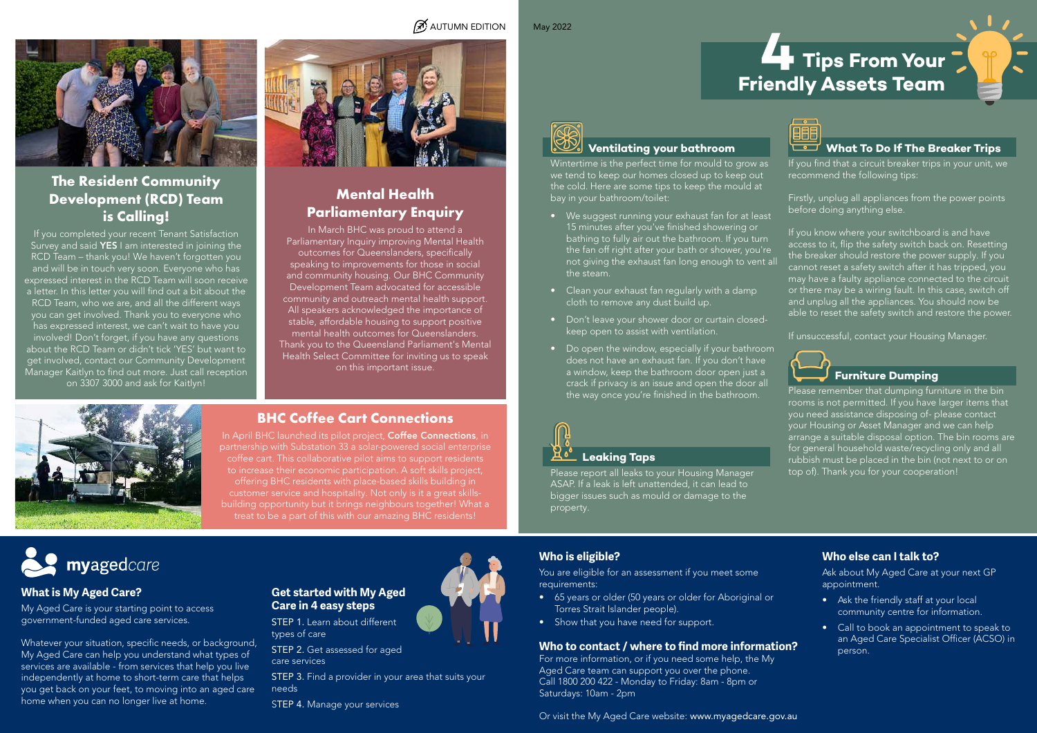AUTUMN EDITION

May 2022

## The Resident Community Development (RCD) Team is Calling!

If you completed your recent Tenant Satisfaction Survey and said **YES** I am interested in joining the RCD Team – thank you! We haven't forgotten you and will be in touch very soon. Everyone who has expressed interest in the RCD Team will soon receive a letter. In this letter you will find out a bit about the RCD Team, who we are, and all the different ways you can get involved. Thank you to everyone who has expressed interest, we can't wait to have you involved! Don't forget, if you have any questions about the RCD Team or didn't tick 'YES' but want to get involved, contact our Community Development Manager Kaitlyn to find out more. Just call reception on 3307 3000 and ask for Kaitlyn!

## Mental Health Parliamentary Enquiry

In March BHC was proud to attend a Parliamentary Inquiry improving Mental Health outcomes for Queenslanders, specifically speaking to improvements for those in social and community housing. Our BHC Community Development Team advocated for accessible community and outreach mental health support. All speakers acknowledged the importance of stable, affordable housing to support positive mental health outcomes for Queenslanders. Thank you to the Queensland Parliament's Mental Health Select Committee for inviting us to speak on this important issue.

## BHC Coffee Cart Connections

In April BHC launched its pilot project, **Coffee Connections**, in partnership with Substation 33 a solar-powered social enterprise coffee cart. This collaborative pilot aims to support residents to increase their economic participation. A soft skills project, offering BHC residents with place-based skills building in customer service and hospitality. Not only is it a great skills-building opportunity but it brings neighbours together! What a treat to be a part of this with our amazing BHC residents!

# 4 Tips From Your Friendly Assets Team

### Ventilating your bathroom

Wintertime is the perfect time for mould to grow as we tend to keep our homes closed up to keep out the cold. Here are some tips to keep the mould at bay in your bathroom/toilet:

- We suggest running your exhaust fan for at least 15 minutes after you've finished showering or bathing to fully air out the bathroom. If you turn the fan off right after your bath or shower, you're not giving the exhaust fan long enough to vent all the steam.
- Clean your exhaust fan regularly with a damp cloth to remove any dust build up.
- Don't leave your shower door or curtain closed- keep open to assist with ventilation.
- Do open the window, especially if your bathroom does not have an exhaust fan. If you don't have a window, keep the bathroom door open just a crack if privacy is an issue and open the door all the way once you're finished in the bathroom.

### Leaking Taps

Please report all leaks to your Housing Manager ASAP. If a leak is left unattended, it can lead to bigger issues such as mould or damage to the property.

### What To Do If The Breaker Trips

If you find that a circuit breaker trips in your unit, we recommend the following tips:

Firstly, unplug all appliances from the power points before doing anything else.

If you know where your switchboard is and have access to it, flip the safety switch back on. Resetting the breaker should restore the power supply. If you cannot reset a safety switch after it has tripped, you may have a faulty appliance connected to the circuit or there may be a wiring fault. In this case, switch off and unplug all the appliances. You should now be able to reset the safety switch and restore the power.

If unsuccessful, contact your Housing Manager.

### Furniture Dumping

Please remember that dumping furniture in the bin rooms is not permitted. If you have larger items that you need assistance disposing of- please contact your Housing or Asset Manager and we can help arrange a suitable disposal option. The bin rooms are for general household waste/recycling only and all rubbish must be placed in the bin (not next to or on top of). Thank you for your cooperation!

## myagedcare

### What is My Aged Care?

My Aged Care is your starting point to access government-funded aged care services.

Whatever your situation, specific needs, or background, My Aged Care can help you understand what types of services are available - from services that help you live independently at home to short-term care that helps you get back on your feet, to moving into an aged care home when you can no longer live at home.

### Get started with My Aged Care in 4 easy steps

STEP 1. Learn about different types of care

STEP 2. Get assessed for aged care services

STEP 3. Find a provider in your area that suits your needs

STEP 4. Manage your services

### Who is eligible?

You are eligible for an assessment if you meet some requirements:

- 65 years or older (50 years or older for Aboriginal or Torres Strait Islander people).
- Show that you have need for support.

### Who to contact / where to find more information?

For more information, or if you need some help, the My Aged Care team can support you over the phone. Call 1800 200 422 - Monday to Friday: 8am - 8pm or Saturdays: 10am - 2pm

Or visit the My Aged Care website: www.myagedcare.gov.au

### Who else can I talk to?

Ask about My Aged Care at your next GP appointment.

- Ask the friendly staff at your local community centre for information.
- Call to book an appointment to speak to an Aged Care Specialist Officer (ACSO) in person.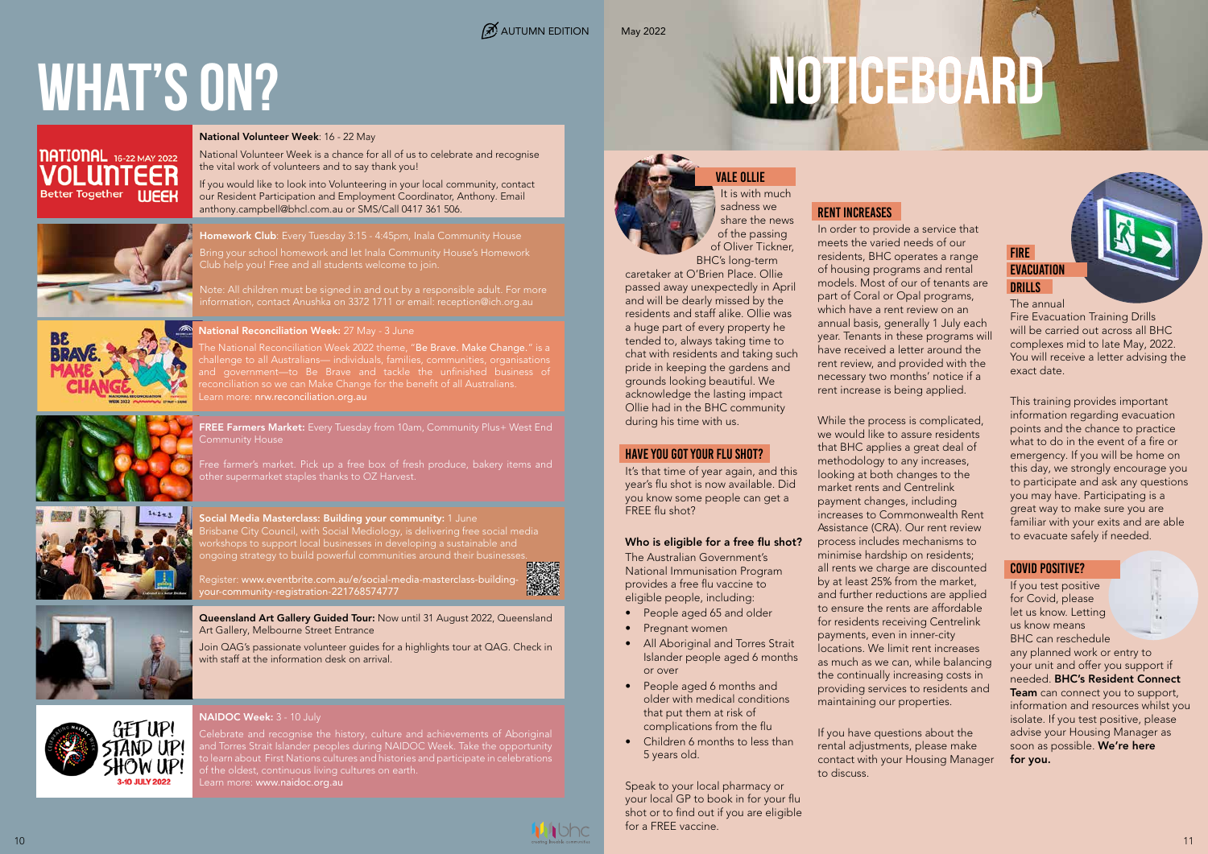# WHAT'S ON?

**National Volunteer Week**: 16 - 22 May

National Volunteer Week is a chance for all of us to celebrate and recognise the vital work of volunteers and to say thank you!

If you would like to look into Volunteering in your local community, contact our Resident Participation and Employment Coordinator, Anthony. Email anthony.campbell@bhcl.com.au or SMS/Call 0417 361 506.

**Homework Club**: Every Tuesday 3:15 - 4:45pm, Inala Community House

Bring your school homework and let Inala Community House's Homework Club help you! Free and all students welcome to join.

Note: All children must be signed in and out by a responsible adult. For more information, contact Anushka on 3372 1711 or email: reception@ich.org.au

**National Reconciliation Week:** 27 May - 3 June

The National Reconciliation Week 2022 theme, "**Be Brave. Make Change.**" is a challenge to all Australians— individuals, families, communities, organisations and government—to Be Brave and tackle the unfinished business of reconciliation so we can Make Change for the benefit of all Australians.
Learn more: nrw.reconciliation.org.au

**FREE Farmers Market:** Every Tuesday from 10am, Community Plus+ West End Community House

Free farmer's market. Pick up a free box of fresh produce, bakery items and other supermarket staples thanks to OZ Harvest.

**Social Media Masterclass: Building your community:** 1 June

Brisbane City Council, with Social Mediology, is delivering free social media workshops to support local businesses in developing a sustainable and ongoing strategy to build powerful communities around their businesses.

Register: www.eventbrite.com.au/e/social-media-masterclass-building-your-community-registration-221768574777

**Queensland Art Gallery Guided Tour:** Now until 31 August 2022, Queensland Art Gallery, Melbourne Street Entrance

Join QAG's passionate volunteer guides for a highlights tour at QAG. Check in with staff at the information desk on arrival.

**NAIDOC Week:** 3 - 10 July

Celebrate and recognise the history, culture and achievements of Aboriginal and Torres Strait Islander peoples during NAIDOC Week. Take the opportunity to learn about First Nations cultures and histories and participate in celebrations of the oldest, continuous living cultures on earth.
Learn more: www.naidoc.org.au

# NOTICEBOARD

## VALE OLLIE

It is with much sadness we share the news of the passing of Oliver Tickner, BHC's long-term caretaker at O'Brien Place. Ollie passed away unexpectedly in April and will be dearly missed by the residents and staff alike. Ollie was a huge part of every property he tended to, always taking time to chat with residents and taking such pride in keeping the gardens and grounds looking beautiful. We acknowledge the lasting impact Ollie had in the BHC community during his time with us.

## HAVE YOU GOT YOUR FLU SHOT?

It's that time of year again, and this year's flu shot is now available. Did you know some people can get a FREE flu shot?

### Who is eligible for a free flu shot?

The Australian Government's National Immunisation Program provides a free flu vaccine to eligible people, including:

- People aged 65 and older
- Pregnant women
- All Aboriginal and Torres Strait Islander people aged 6 months or over
- People 6 months and older with medical conditions that put them at risk of complications from the flu
- Children 6 months to less than 5 years old.

Speak to your local pharmacy or your local GP to book in for your flu shot or to find out if you are eligible for a FREE vaccine.

## RENT INCREASES

In order to provide a service that meets the varied needs of our residents, BHC operates a range of housing programs and rental models. Most of our of tenants are part of Coral or Opal programs, which have a rent review on an annual basis, generally 1 July each year. Tenants in these programs will have received a letter around the rent review, and provided with the necessary two months' notice if a rent increase is being applied.

While the process is complicated, we would like to assure residents that BHC applies a great deal of methodology to any increases, looking at both changes to the market rents and Centrelink payment changes, including increases to Commonwealth Rent Assistance (CRA). Our rent review process includes mechanisms to minimise hardship on residents; all rents we charge are discounted by at least 25% from the market, and further reductions are applied to ensure the rents are affordable for residents receiving Centrelink payments, even in inner-city locations. We limit rent increases as much as we can, while balancing the continually increasing costs in providing services to residents and maintaining our properties.

If you have questions about the rental adjustments, please make contact with your Housing Manager to discuss.

## FIRE EVACUATION DRILLS

The annual Fire Evacuation Training Drills will be carried out across all BHC complexes mid to late May, 2022. You will receive a letter advising the exact date.

This training provides important information regarding evacuation points and the chance to practice what to do in the event of a fire or emergency. If you will be home on this day, we strongly encourage you to participate and ask any questions you may have. Participating is a great way to make sure you are familiar with your exits and are able to evacuate safely if needed.

## COVID POSITIVE?

If you test positive for Covid, please let us know. Letting us know means BHC can reschedule any planned work or entry to your unit and offer you support if needed. **BHC's Resident Connect Team** can connect you to support, information and resources whilst you isolate. If you test positive, please advise your Housing Manager as soon as possible. **We're here for you.**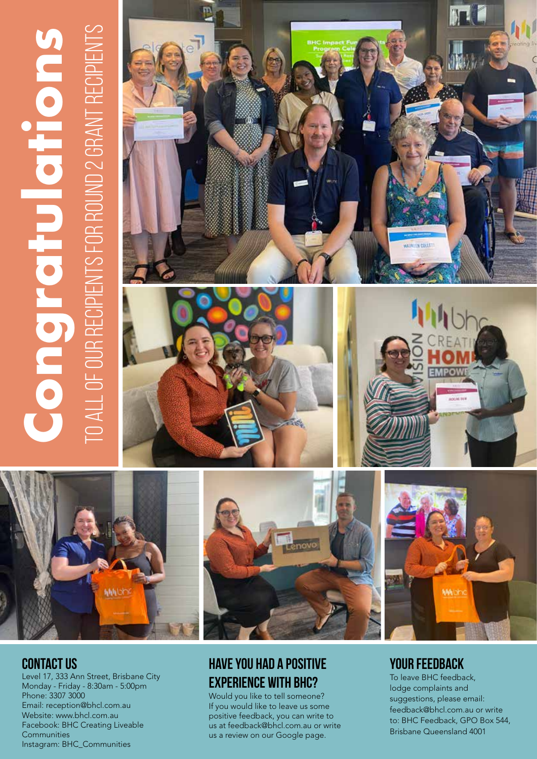# Congratulations

TO ALL OF OUR RECIPIENTS FOR ROUND 2 GRANT RECIPIENTS

## CONTACT US

Level 17, 333 Ann Street, Brisbane City
Monday - Friday - 8:30am - 5:00pm
Phone: 3307 3000
Email: reception@bhcl.com.au
Website: www.bhcl.com.au
Facebook: BHC Creating Liveable Communities
Instagram: BHC_Communities

## HAVE YOU HAD A POSITIVE EXPERIENCE WITH BHC?

Would you like to tell someone? If you would like to leave us some positive feedback, you can write to us at feedback@bhcl.com.au or write us a review on our Google page.

## YOUR FEEDBACK

To leave BHC feedback, lodge complaints and suggestions, please email: feedback@bhcl.com.au or write to: BHC Feedback, GPO Box 544, Brisbane Queensland 4001